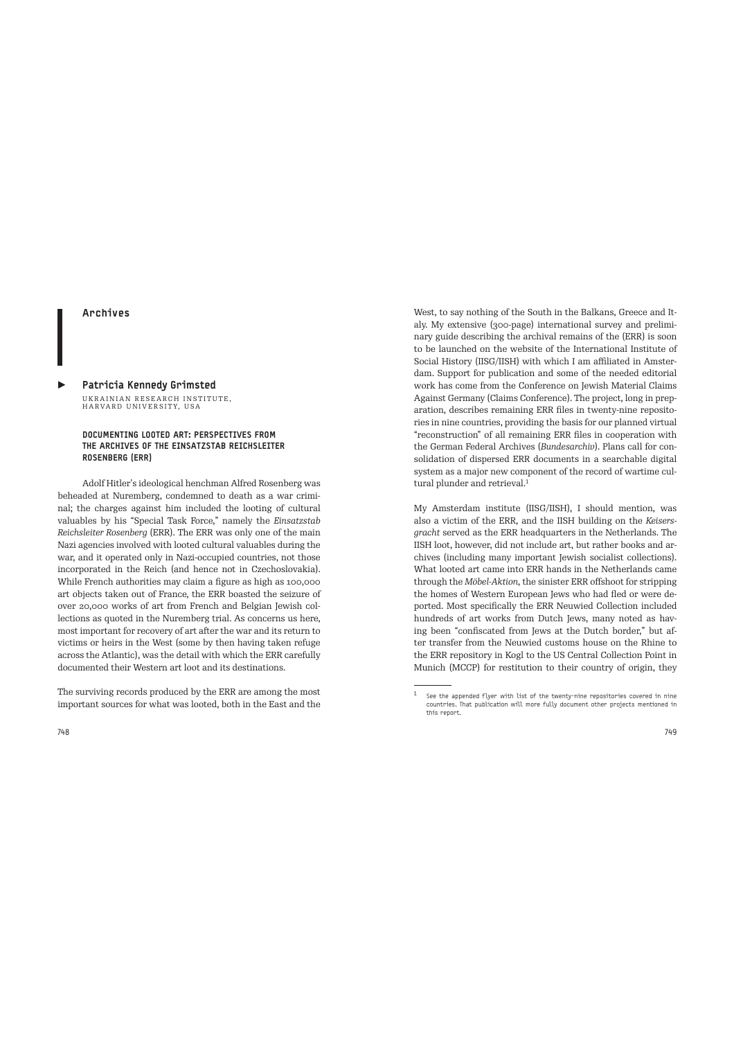## Archives

### Patricia Kennedy Grimsted

UKRAINIAN RESEARCH INSTITUTE, HARVARD UNIVERSITY, USA

#### DOCUMENTING LOOTED ART: PERSPECTIVES FROM THE ARCHIVES OF THE EINSATZSTAB REICHSLEITER ROSENBERG (ERR)

Adolf Hitler's ideological henchman Alfred Rosenberg was beheaded at Nuremberg, condemned to death as a war criminal; the charges against him included the looting of cultural valuables by his "Special Task Force," namely the *Einsatzstab Reichsleiter Rosenberg* (ERR). The ERR was only one of the main Nazi agencies involved with looted cultural valuables during the war, and it operated only in Nazi-occupied countries, not those incorporated in the Reich (and hence not in Czechoslovakia). While French authorities may claim a figure as high as 100,000 art objects taken out of France, the ERR boasted the seizure of over 20,000 works of art from French and Belgian Jewish collections as quoted in the Nuremberg trial. As concerns us here, most important for recovery of art after the war and its return to victims or heirs in the West (some by then having taken refuge across the Atlantic), was the detail with which the ERR carefully documented their Western art loot and its destinations.

The surviving records produced by the ERR are among the most important sources for what was looted, both in the East and the West, to say nothing of the South in the Balkans, Greece and Italy. My extensive (300-page) international survey and preliminary guide describing the archival remains of the (ERR) is soon to be launched on the website of the International Institute of Social History (IISG/IISH) with which I am affiliated in Amsterdam. Support for publication and some of the needed editorial work has come from the Conference on Jewish Material Claims Against Germany (Claims Conference). The project, long in preparation, describes remaining ERR files in twenty-nine repositories in nine countries, providing the basis for our planned virtual "reconstruction" of all remaining ERR files in cooperation with the German Federal Archives (*Bundesarchiv*). Plans call for consolidation of dispersed ERR documents in a searchable digital system as a major new component of the record of wartime cultural plunder and retrieval.[1]

My Amsterdam institute (IISG/IISH), I should mention, was also a victim of the ERR, and the IISH building on the *Keisersgracht* served as the ERR headquarters in the Netherlands. The IISH loot, however, did not include art, but rather books and archives (including many important Jewish socialist collections). What looted art came into ERR hands in the Netherlands came through the *Möbel-Aktion*, the sinister ERR offshoot for stripping the homes of Western European Jews who had fled or were deported. Most specifically the ERR Neuwied Collection included hundreds of art works from Dutch Jews, many noted as having been "confiscated from Jews at the Dutch border," but after transfer from the Neuwied customs house on the Rhine to the ERR repository in Kogl to the US Central Collection Point in Munich (MCCP) for restitution to their country of origin, they

---

[1] See the appended flyer with list of the twenty-nine repositories covered in nine countries. That publication will more fully document other projects mentioned in this report.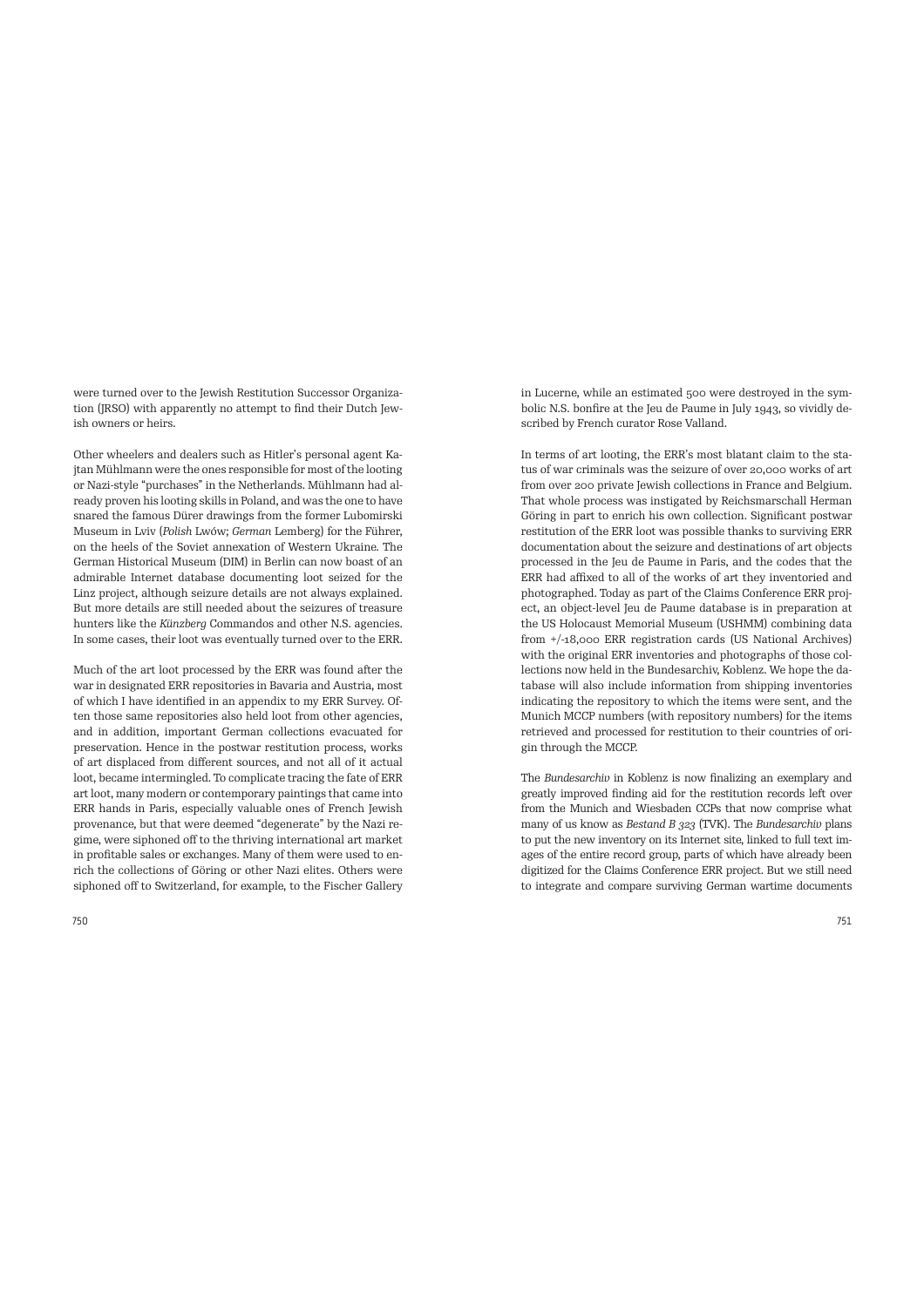were turned over to the Jewish Restitution Successor Organization (JRSO) with apparently no attempt to find their Dutch Jewish owners or heirs.

Other wheelers and dealers such as Hitler's personal agent Kajtan Mühlmann were the ones responsible for most of the looting or Nazi-style "purchases" in the Netherlands. Mühlmann had already proven his looting skills in Poland, and was the one to have snared the famous Dürer drawings from the former Lubomirski Museum in Lviv (*Polish* Lwów; *German* Lemberg) for the Führer, on the heels of the Soviet annexation of Western Ukraine. The German Historical Museum (DHM) in Berlin can now boast of an admirable Internet database documenting loot seized for the Linz project, although seizure details are not always explained. But more details are still needed about the seizures of treasure hunters like the *Künzberg* Commandos and other N.S. agencies. In some cases, their loot was eventually turned over to the ERR.

Much of the art loot processed by the ERR was found after the war in designated ERR repositories in Bavaria and Austria, most of which I have identified in an appendix to my ERR Survey. Often those same repositories also held loot from other agencies, and in addition, important German collections evacuated for preservation. Hence in the postwar restitution process, works of art displaced from different sources, and not all of it actual loot, became intermingled. To complicate tracing the fate of ERR art loot, many modern or contemporary paintings that came into ERR hands in Paris, especially valuable ones of French Jewish provenance, but that were deemed "degenerate" by the Nazi regime, were siphoned off to the thriving international art market in profitable sales or exchanges. Many of them were used to enrich the collections of Göring or other Nazi elites. Others were siphoned off to Switzerland, for example, to the Fischer Gallery in Lucerne, while an estimated 500 were destroyed in the symbolic N.S. bonfire at the Jeu de Paume in July 1943, so vividly described by French curator Rose Valland.

In terms of art looting, the ERR's most blatant claim to the status of war criminals was the seizure of over 20,000 works of art from over 200 private Jewish collections in France and Belgium. That whole process was instigated by Reichsmarschall Herman Göring in part to enrich his own collection. Significant postwar restitution of the ERR loot was possible thanks to surviving ERR documentation about the seizure and destinations of art objects processed in the Jeu de Paume in Paris, and the codes that the ERR had affixed to all of the works of art they inventoried and photographed. Today as part of the Claims Conference ERR project, an object-level Jeu de Paume database is in preparation at the US Holocaust Memorial Museum (USHMM) combining data from +/-18,000 ERR registration cards (US National Archives) with the original ERR inventories and photographs of those collections now held in the Bundesarchiv, Koblenz. We hope the database will also include information from shipping inventories indicating the repository to which the items were sent, and the Munich MCCP numbers (with repository numbers) for the items retrieved and processed for restitution to their countries of origin through the MCCP.

The *Bundesarchiv* in Koblenz is now finalizing an exemplary and greatly improved finding aid for the restitution records left over from the Munich and Wiesbaden CCPs that now comprise what many of us know as *Bestand B 323* (TVK). The *Bundesarchiv* plans to put the new inventory on its Internet site, linked to full text images of the entire record group, parts of which have already been digitized for the Claims Conference ERR project. But we still need to integrate and compare surviving German wartime documents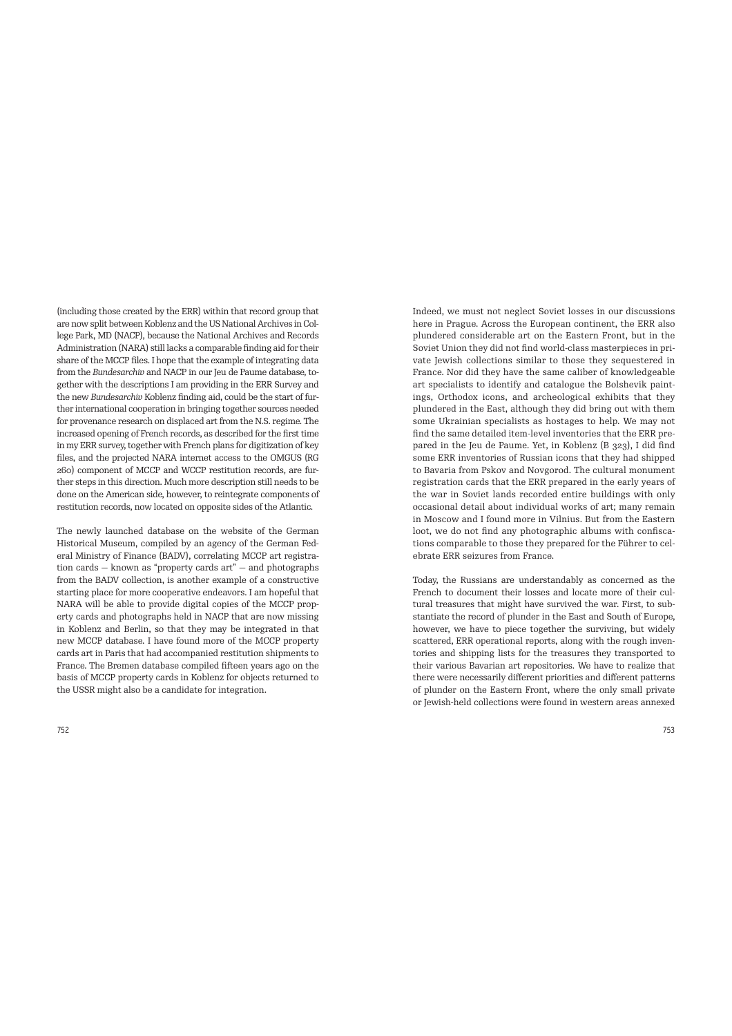(including those created by the ERR) within that record group that are now split between Koblenz and the US National Archives in College Park, MD (NACP), because the National Archives and Records Administration (NARA) still lacks a comparable finding aid for their share of the MCCP files. I hope that the example of integrating data from the *Bundesarchiv* and NACP in our Jeu de Paume database, together with the descriptions I am providing in the ERR Survey and the new *Bundesarchiv* Koblenz finding aid, could be the start of further international cooperation in bringing together sources needed for provenance research on displaced art from the N.S. regime. The increased opening of French records, as described for the first time in my ERR survey, together with French plans for digitization of key files, and the projected NARA internet access to the OMGUS (RG 260) component of MCCP and WCCP restitution records, are further steps in this direction. Much more description still needs to be done on the American side, however, to reintegrate components of restitution records, now located on opposite sides of the Atlantic.

The newly launched database on the website of the German Historical Museum, compiled by an agency of the German Federal Ministry of Finance (BADV), correlating MCCP art registration cards — known as "property cards art" — and photographs from the BADV collection, is another example of a constructive starting place for more cooperative endeavors. I am hopeful that NARA will be able to provide digital copies of the MCCP property cards and photographs held in NACP that are now missing in Koblenz and Berlin, so that they may be integrated in that new MCCP database. I have found more of the MCCP property cards art in Paris that had accompanied restitution shipments to France. The Bremen database compiled fifteen years ago on the basis of MCCP property cards in Koblenz for objects returned to the USSR might also be a candidate for integration.

Indeed, we must not neglect Soviet losses in our discussions here in Prague. Across the European continent, the ERR also plundered considerable art on the Eastern Front, but in the Soviet Union they did not find world-class masterpieces in private Jewish collections similar to those they sequestered in France. Nor did they have the same caliber of knowledgeable art specialists to identify and catalogue the Bolshevik paintings, Orthodox icons, and archeological exhibits that they plundered in the East, although they did bring out with them some Ukrainian specialists as hostages to help. We may not find the same detailed item-level inventories that the ERR prepared in the Jeu de Paume. Yet, in Koblenz (B 323), I did find some ERR inventories of Russian icons that they had shipped to Bavaria from Pskov and Novgorod. The cultural monument registration cards that the ERR prepared in the early years of the war in Soviet lands recorded entire buildings with only occasional detail about individual works of art; many remain in Moscow and I found more in Vilnius. But from the Eastern loot, we do not find any photographic albums with confiscations comparable to those they prepared for the Führer to celebrate ERR seizures from France.

Today, the Russians are understandably as concerned as the French to document their losses and locate more of their cultural treasures that might have survived the war. First, to substantiate the record of plunder in the East and South of Europe, however, we have to piece together the surviving, but widely scattered, ERR operational reports, along with the rough inventories and shipping lists for the treasures they transported to their various Bavarian art repositories. We have to realize that there were necessarily different priorities and different patterns of plunder on the Eastern Front, where the only small private or Jewish-held collections were found in western areas annexed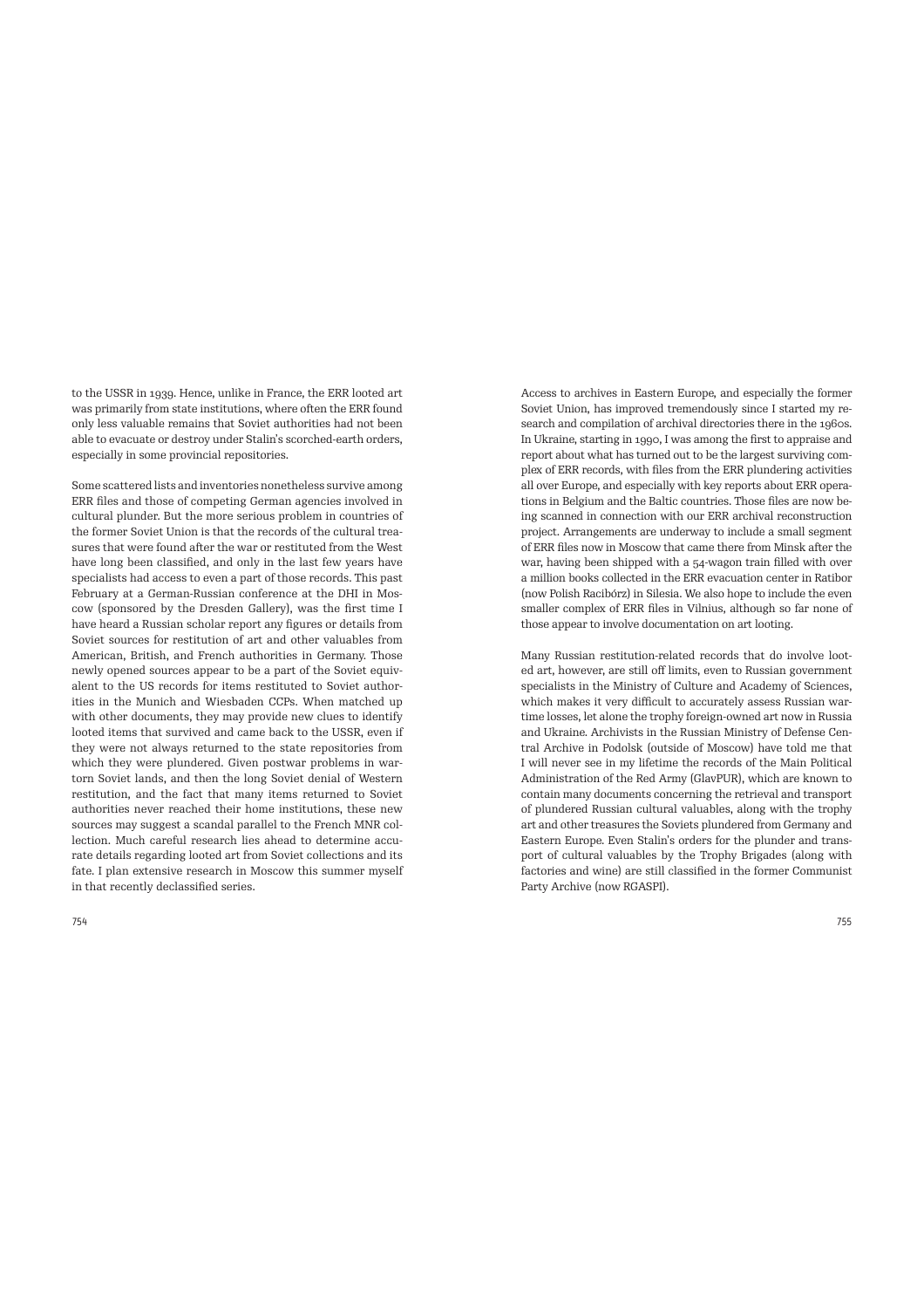to the USSR in 1939. Hence, unlike in France, the ERR looted art was primarily from state institutions, where often the ERR found only less valuable remains that Soviet authorities had not been able to evacuate or destroy under Stalin's scorched-earth orders, especially in some provincial repositories.

Some scattered lists and inventories nonetheless survive among ERR files and those of competing German agencies involved in cultural plunder. But the more serious problem in countries of the former Soviet Union is that the records of the cultural treasures that were found after the war or restituted from the West have long been classified, and only in the last few years have specialists had access to even a part of those records. This past February at a German-Russian conference at the DHI in Moscow (sponsored by the Dresden Gallery), was the first time I have heard a Russian scholar report any figures or details from Soviet sources for restitution of art and other valuables from American, British, and French authorities in Germany. Those newly opened sources appear to be a part of the Soviet equivalent to the US records for items restituted to Soviet authorities in the Munich and Wiesbaden CCPs. When matched up with other documents, they may provide new clues to identify looted items that survived and came back to the USSR, even if they were not always returned to the state repositories from which they were plundered. Given postwar problems in war-torn Soviet lands, and then the long Soviet denial of Western restitution, and the fact that many items returned to Soviet authorities never reached their home institutions, these new sources may suggest a scandal parallel to the French MNR collection. Much careful research lies ahead to determine accurate details regarding looted art from Soviet collections and its fate. I plan extensive research in Moscow this summer myself in that recently declassified series.

Access to archives in Eastern Europe, and especially the former Soviet Union, has improved tremendously since I started my research and compilation of archival directories there in the 1960s. In Ukraine, starting in 1990, I was among the first to appraise and report about what has turned out to be the largest surviving complex of ERR records, with files from the ERR plundering activities all over Europe, and especially with key reports about ERR operations in Belgium and the Baltic countries. Those files are now being scanned in connection with our ERR archival reconstruction project. Arrangements are underway to include a small segment of ERR files now in Moscow that came there from Minsk after the war, having been shipped with a 54-wagon train filled with over a million books collected in the ERR evacuation center in Ratibor (now Polish Racibórz) in Silesia. We also hope to include the even smaller complex of ERR files in Vilnius, although so far none of those appear to involve documentation on art looting.

Many Russian restitution-related records that do involve looted art, however, are still off limits, even to Russian government specialists in the Ministry of Culture and Academy of Sciences, which makes it very difficult to accurately assess Russian wartime losses, let alone the trophy foreign-owned art now in Russia and Ukraine. Archivists in the Russian Ministry of Defense Central Archive in Podolsk (outside of Moscow) have told me that I will never see in my lifetime the records of the Main Political Administration of the Red Army (GlavPUR), which are known to contain many documents concerning the retrieval and transport of plundered Russian cultural valuables, along with the trophy art and other treasures the Soviets plundered from Germany and Eastern Europe. Even Stalin's orders for the plunder and transport of cultural valuables by the Trophy Brigades (along with factories and wine) are still classified in the former Communist Party Archive (now RGASPI).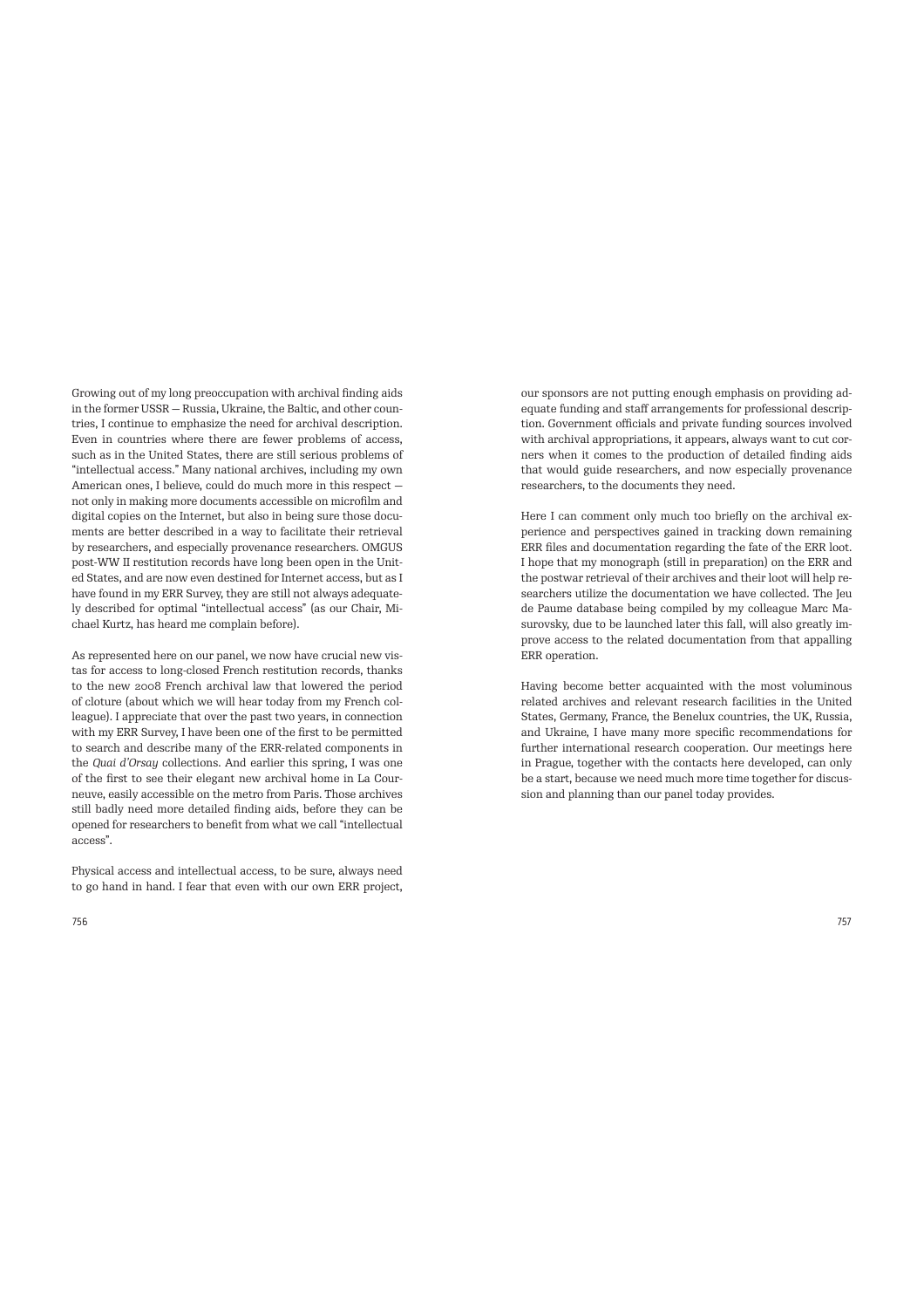Growing out of my long preoccupation with archival finding aids in the former USSR — Russia, Ukraine, the Baltic, and other countries, I continue to emphasize the need for archival description. Even in countries where there are fewer problems of access, such as in the United States, there are still serious problems of "intellectual access." Many national archives, including my own American ones, I believe, could do much more in this respect — not only in making more documents accessible on microfilm and digital copies on the Internet, but also in being sure those documents are better described in a way to facilitate their retrieval by researchers, and especially provenance researchers. OMGUS post-WW II restitution records have long been open in the United States, and are now even destined for Internet access, but as I have found in my ERR Survey, they are still not always adequately described for optimal "intellectual access" (as our Chair, Michael Kurtz, has heard me complain before).

As represented here on our panel, we now have crucial new vistas for access to long-closed French restitution records, thanks to the new 2008 French archival law that lowered the period of cloture (about which we will hear today from my French colleague). I appreciate that over the past two years, in connection with my ERR Survey, I have been one of the first to be permitted to search and describe many of the ERR-related components in the *Quai d'Orsay* collections. And earlier this spring, I was one of the first to see their elegant new archival home in La Courneuve, easily accessible on the metro from Paris. Those archives still badly need more detailed finding aids, before they can be opened for researchers to benefit from what we call "intellectual access".

Physical access and intellectual access, to be sure, always need to go hand in hand. I fear that even with our own ERR project, our sponsors are not putting enough emphasis on providing adequate funding and staff arrangements for professional description. Government officials and private funding sources involved with archival appropriations, it appears, always want to cut corners when it comes to the production of detailed finding aids that would guide researchers, and now especially provenance researchers, to the documents they need.

Here I can comment only much too briefly on the archival experience and perspectives gained in tracking down remaining ERR files and documentation regarding the fate of the ERR loot. I hope that my monograph (still in preparation) on the ERR and the postwar retrieval of their archives and their loot will help researchers utilize the documentation we have collected. The Jeu de Paume database being compiled by my colleague Marc Masurovsky, due to be launched later this fall, will also greatly improve access to the related documentation from that appalling ERR operation.

Having become better acquainted with the most voluminous related archives and relevant research facilities in the United States, Germany, France, the Benelux countries, the UK, Russia, and Ukraine, I have many more specific recommendations for further international research cooperation. Our meetings here in Prague, together with the contacts here developed, can only be a start, because we need much more time together for discussion and planning than our panel today provides.